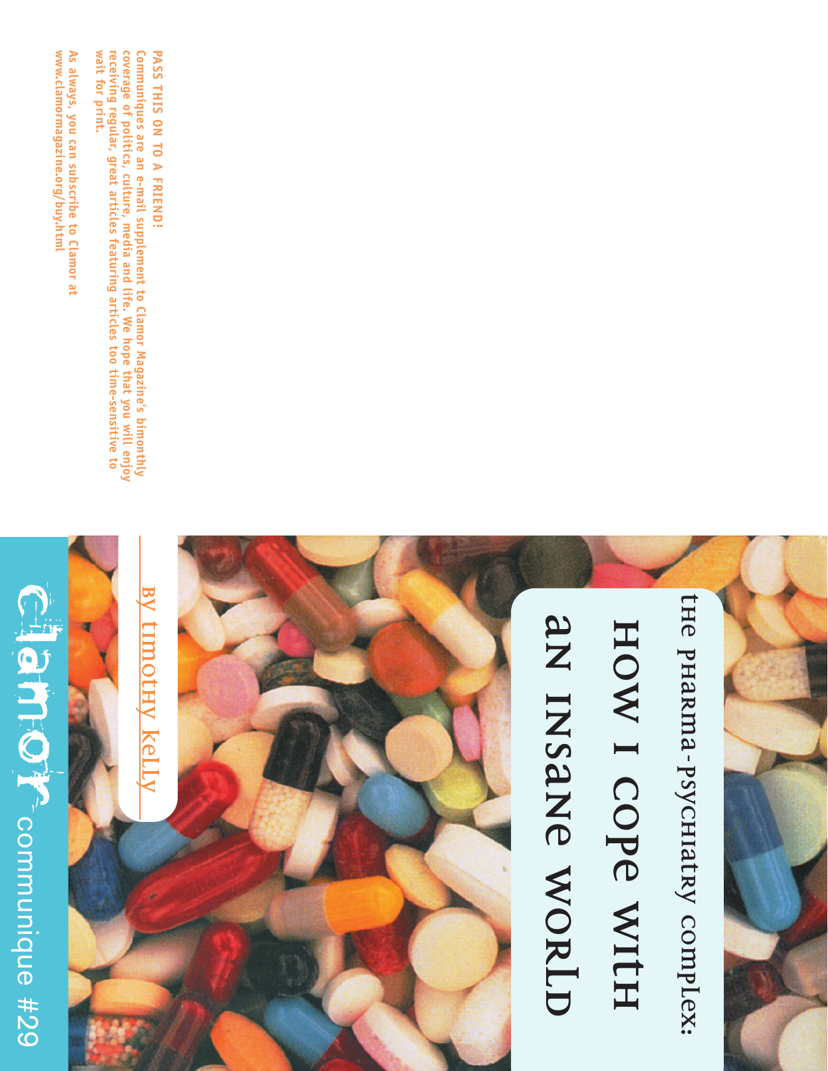# the pharma-psychiatry complex:

# HOW I COPE WITH AN INSANE WORLD

By timothy kelly

clamor communique #29

**PASS THIS ON TO A FRIEND!**

Communiques are an e-mail supplement to Clamor Magazine's bimonthly coverage of politics, culture, media and life. We hope that you will enjoy receiving regular, great articles featuring articles too time-sensitive to wait for print.

As always, you can subscribe to Clamor at www.clamormagazine.org/buy.html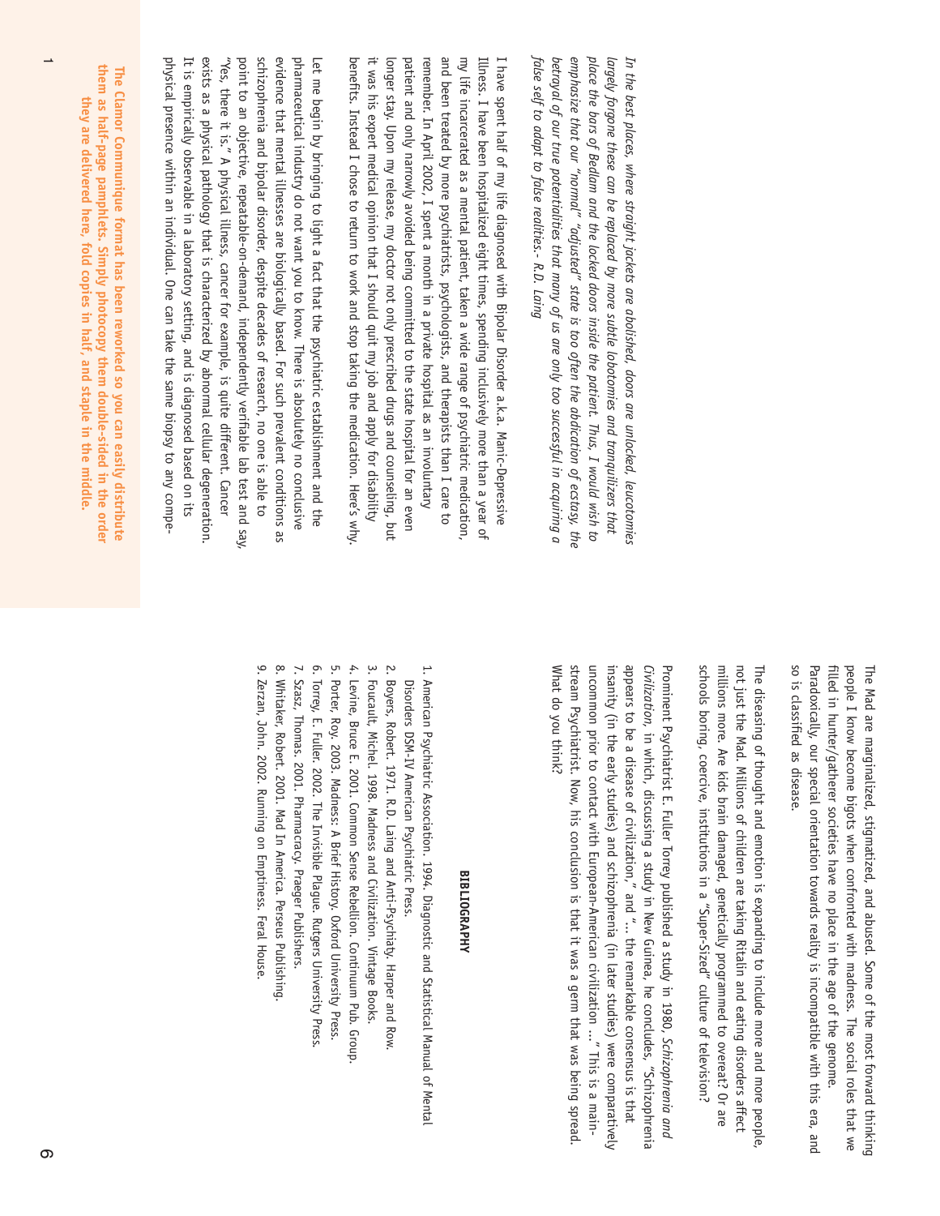*In the best places, where straight jackets are abolished, doors are unlocked, leucotomies largely forgone these can be replaced by more subtle lobotomies and tranquilizers that place the bars of Bedlam and the locked doors inside the patient. Thus, I would wish to emphasize that our "normal" "adjusted" state is too often the abdication of ecstasy, the betrayal of our true potentialities that many of us are only too successful in acquiring a false self to adapt to false realities.- R.D. Laing*

I have spent half of my life diagnosed with Bipolar Disorder a.k.a. Manic-Depressive Illness. I have been hospitalized eight times, spending inclusively more than a year of my life incarcerated as a mental patient, taken a wide range of psychiatric medication, and been treated by more psychiatrists, psychologists, and therapists than I care to remember. In April 2002, I spent a month in a private hospital as an involuntary patient and only narrowly avoided being committed to the state hospital for an even longer stay. Upon my release, my doctor not only prescribed drugs and counseling, but it was his expert medical opinion that I should quit my job and apply for disability benefits. Instead I chose to return to work and stop taking the medication. Here's why.

Let me begin by bringing to light a fact that the psychiatric establishment and the pharmaceutical industry do not want you to know. There is absolutely no conclusive evidence that mental illnesses are biologically based. For such prevalent conditions as schizophrenia and bipolar disorder, despite decades of research, no one is able to point to an objective, repeatable-on-demand, independently verifiable lab test and say, "Yes, there it is." A physical illness, cancer for example, is quite different. Cancer exists as a physical pathology that is characterized by abnormal cellular degeneration. It is empirically observable in a laboratory setting, and is diagnosed based on its physical presence within an individual. One can take the same biopsy to any compe-

**The Clamor Communique format has been reworked so you can easily distribute them as half-page pamphlets. Simply photocopy them double-sided in the order they are delivered here, fold copies in half, and staple in the middle.**

The Mad are marginalized, stigmatized, and abused. Some of the most forward thinking people I know become bigots when confronted with madness. The social roles that we filled in hunter/gatherer societies have no place in the age of the genome. Paradoxically, our special orientation towards reality is incompatible with this era, and so is classified as disease.

The diseasing of thought and emotion is expanding to include more and more people, not just the Mad. Millions of children are taking Ritalin and eating disorders affect millions more. Are kids brain damaged, genetically programmed to overeat? Or are schools boring, coercive, institutions in a "Super-Sized" culture of television?

Prominent Psychiatrist E. Fuller Torrey published a study in 1980, *Schizophrenia and Civilization*, in which, discussing a study in New Guinea, he concludes, "Schizophrenia appears to be a disease of civilization," and "... the remarkable consensus is that insanity (in the early studies) and schizophrenia (in later studies) were comparatively uncommon prior to contact with European-American civilization ..." This is a mainstream Psychiatrist. Now, his conclusion is that it was a germ that was being spread. What do you think?

## BIBLIOGRAPHY

1. American Psychiatric Association. 1994. Diagnostic and Statistical Manual of Mental Disorders DSM-IV American Psychiatric Press.
2. Boyers, Robert. 1971. R.D. Laing and Anti-Psychiaty. Harper and Row.
3. Foucault, Michel. 1998. Madness and Civilization. Vintage Books.
4. Levine, Bruce E. 2001. Common Sense Rebellion. Continuum Pub. Group.
5. Porter, Roy. 2003. Madness: A Brief History. Oxford University Press.
6. Torrey, E. Fuller. 2002. The Invisible Plague. Rutgers University Press.
7. Szasz, Thomas. 2001. Pharmacracy. Praeger Publishers.
8. Whitaker, Robert. 2001. Mad In America. Perseus Publishing.
9. Zerzan, John. 2002. Running on Emptiness. Feral House.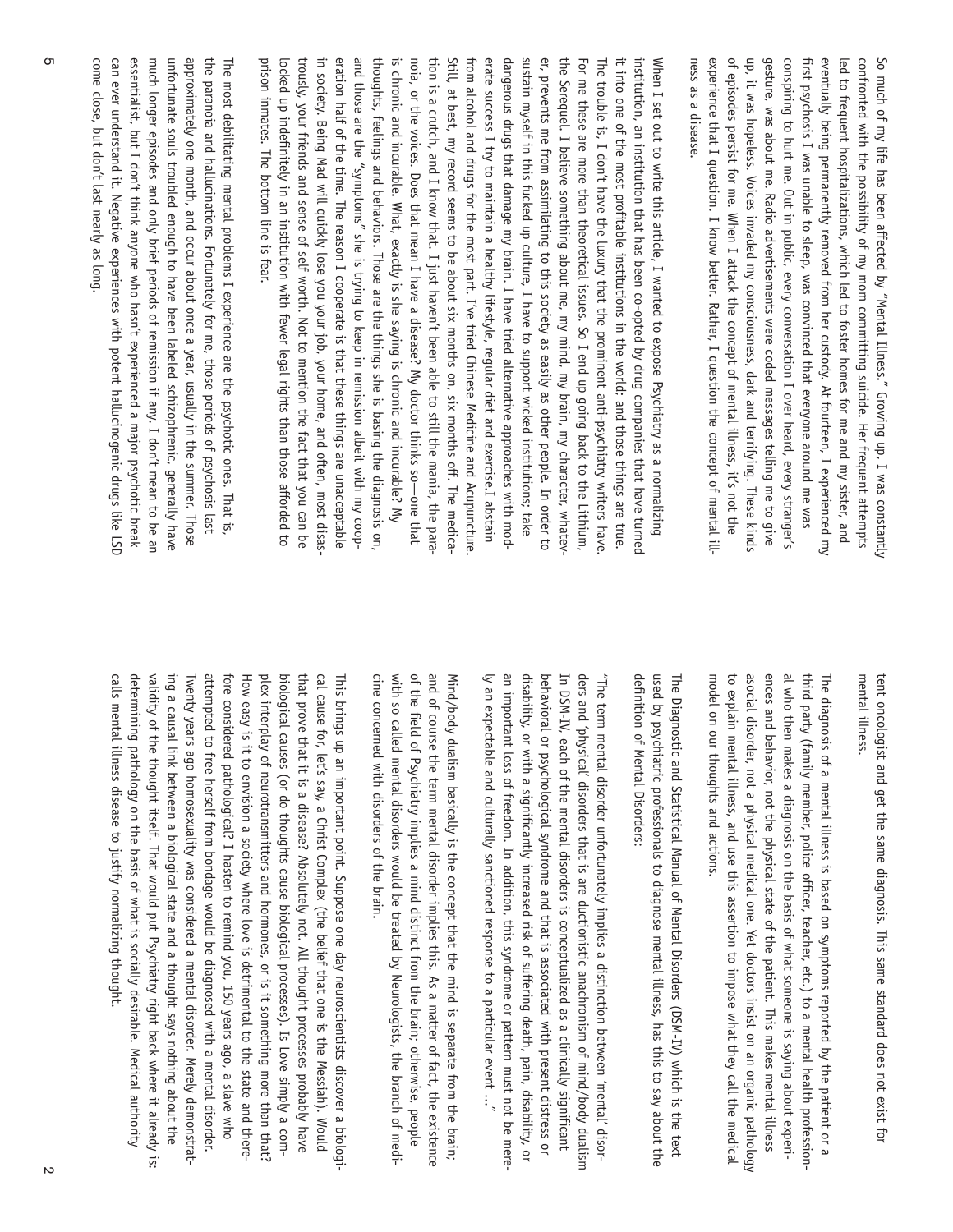tent oncologist and get the same diagnosis. This same standard does not exist for mental illness.

The diagnosis of a mental illness is based on symptoms reported by the patient or a third party (family member, police officer, teacher, etc.) to a mental health professional who then makes a diagnosis on the basis of what someone is saying about experiences and behavior, not the physical state of the patient. This makes mental illness asocial disorder, not a physical medical one. Yet doctors insist on an organic pathology to explain mental illness, and use this assertion to impose what they call the medical model on our thoughts and actions.

The Diagnostic and Statistical Manual of Mental Disorders (DSM-IV) which is the text used by psychiatric professionals to diagnose mental illness, has this to say about the definition of Mental Disorders:

"The term mental disorder unfortunately implies a distinction between 'mental' disorders and 'physical' disorders that is are ductionistic anachronism of mind/body dualism In DSM-IV, each of the mental disorders is conceptualized as a clinically significant behavioral or psychological syndrome and that is associated with present distress or disability, or with a significantly increased risk of suffering death, pain, disability, or an important loss of freedom. In addition, this syndrome or pattern must not be merely an expectable and culturally sanctioned response to a particular event ..."

Mind/body dualism basically is the concept that the mind is separate from the brain; and of course the term mental disorder implies this. As a matter of fact, the existence of the field of Psychiatry implies a mind distinct from the brain; otherwise, people with so called mental disorders would be treated by Neurologists, the branch of medicine concerned with disorders of the brain.

This brings up an important point. Suppose one day neuroscientists discover a biological cause for, let's say, a Christ Complex (the belief that one is the Messiah). Would that prove that it is a disease? Absolutely not. All thought processes probably have biological causes (or do thoughts cause biological processes). Is Love simply a complex interplay of neurotransmitters and hormones, or is it something more than that? How easy is it to envision a society where love is detrimental to the state and therefore considered pathological? I hasten to remind you, 150 years ago, a slave who attempted to free herself from bondage would be diagnosed with a mental disorder. Twenty years ago homosexuality was considered a mental disorder. Merely demonstrating a causal link between a biological state and a thought says nothing about the validity of the thought itself. That would put Psychiatry right back where it already is: determining pathology on the basis of what is socially desirable. Medical authority calls mental illness disease to justify normalizing thought.

So much of my life has been affected by "Mental Illness." Growing up, I was constantly confronted with the possibility of my mom committing suicide. Her frequent attempts led to frequent hospitalizations, which led to foster homes for me and my sister, and eventually being permanently removed from her custody. At fourteen, I experienced my first psychosis I was unable to sleep, was convinced that everyone around me was conspiring to hurt me. Out in public, every conversation I over heard, every stranger's gesture, was about me. Radio advertisements were coded messages telling me to give up, it was hopeless. Voices invaded my consciousness, dark and terrifying. These kinds of episodes persist for me. When I attack the concept of mental illness, it's not the experience that I question. I know better. Rather, I question the concept of mental illness as a disease.

When I set out to write this article, I wanted to expose Psychiatry as a normalizing institution, an institution that has been co-opted by drug companies that have turned it into one of the most profitable institutions in the world; and those things are true. The trouble is, I don't have the luxury that the prominent anti-psychiatry writers have. For me these are more than theoretical issues. So I end up going back to the Lithium, the Serequel. I believe something about me, my mind, my brain, my character, whatever, prevents me from assimilating to this society as easily as other people. In order to sustain myself in this fucked up culture, I have to support wicked institutions; take dangerous drugs that damage my brain. I have tried alternative approaches with moderate success I try to maintain a healthy lifestyle, regular diet and exercise.I abstain from alcohol and drugs for the most part. I've tried Chinese Medicine and Acupuncture. Still, at best, my record seems to be about six months on, six months off. The medication is a crutch, and I know that. I just haven't been able to still the mania, the paranoia, or the voices. Does that mean I have a disease? My doctor thinks so—one that is chronic and incurable. What, exactly is she saying is chronic and incurable? My thoughts, feelings and behaviors. Those are the things she is basing the diagnosis on, and those are the "symptoms" she is trying to keep in remission albeit with my cooperation half of the time. The reason I cooperate is that these things are unacceptable in society. Being Mad will quickly lose you your job, your home, and often, most disastrously, your friends and sense of self worth. Not to mention the fact that you can be locked up indefinitely in an institution with fewer legal rights than those afforded to prison inmates. The bottom line is fear.

The most debilitating mental problems I experience are the psychotic ones. That is, the paranoia and hallucinations. Fortunately for me, those periods of psychosis last approximately one month, and occur about once a year, usually in the summer. Those unfortunate souls troubled enough to have been labeled schizophrenic, generally have much longer episodes and only brief periods of remission if any. I don't mean to be an essentialist, but I don't think anyone who hasn't experienced a major psychotic break can ever understand it. Negative experiences with potent hallucinogenic drugs like LSD come close, but don't last nearly as long.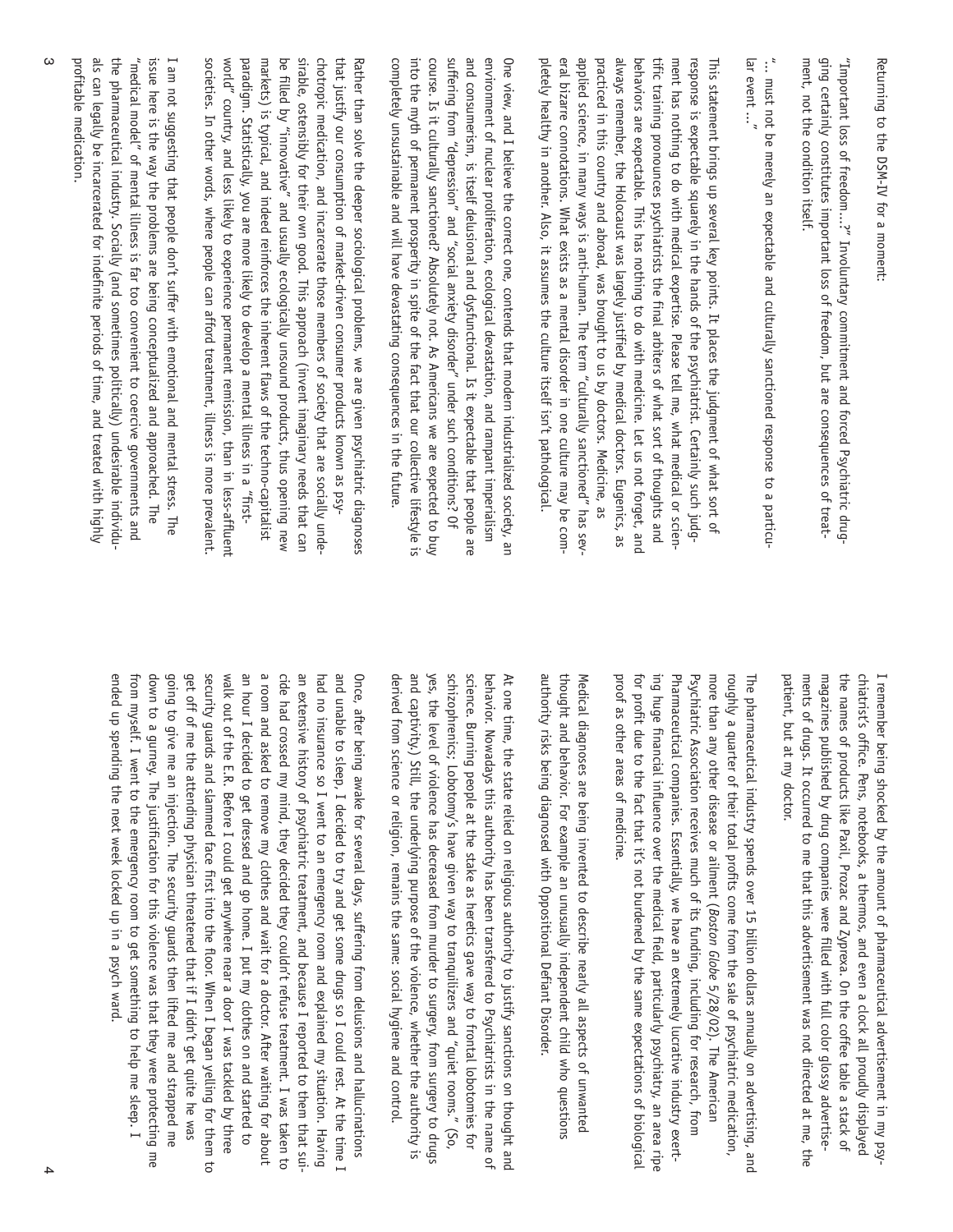Returning to the DSM-IV for a moment:

"Important loss of freedom…?" Involuntary commitment and forced Psychiatric drugging certainly constitutes important loss of freedom, but are consequences of treatment, not the condition itself.

"… must not be merely an expectable and culturally sanctioned response to a particular event …"

This statement brings up several key points. It places the judgment of what sort of response is expectable squarely in the hands of the psychiatrist. Certainly such judgment has nothing to do with medical expertise. Please tell me, what medical or scientific training pronounces psychiatrists the final arbiters of what sort of thoughts and behaviors are expectable. This has nothing to do with medicine. Let us not forget, and always remember, the Holocaust was largely justified by medical doctors. Eugenics, as practiced in this country and abroad, was brought to us by doctors. Medicine, as applied science, in many ways is anti-human. The term "culturally sanctioned" has several bizarre connotations. What exists as a mental disorder in one culture may be completely healthy in another. Also, it assumes the culture itself isn't pathological.

One view, and I believe the correct one, contends that modern industrialized society, an environment of nuclear proliferation, ecological devastation, and rampant imperialism and consumerism, is itself delusional and dysfunctional. Is it expectable that people are suffering from "depression" and "social anxiety disorder" under such conditions? Of course. Is it culturally sanctioned? Absolutely not. As Americans we are expected to buy into the myth of permanent prosperity in spite of the fact that our collective lifestyle is completely unsustainable and will have devastating consequences in the future.

Rather than solve the deeper sociological problems, we are given psychiatric diagnoses that justify our consumption of market-driven consumer products known as psychotropic medication, and incarcerate those members of society that are socially undesirable, ostensibly for their own good. This approach (invent imaginary needs that can be filled by "innovative" and usually ecologically unsound products, thus opening new markets) is typical, and indeed reinforces the inherent flaws of the techno-capitalist paradigm. Statistically, you are more likely to develop a mental illness in a "first-world" country, and less likely to experience permanent remission, than in less-affluent societies. In other words, where people can afford treatment, illness is more prevalent.

I am not suggesting that people don't suffer with emotional and mental stress. The issue here is the way the problems are being conceptualized and approached. The "medical model" of mental illness is far too convenient to coerce governments and the pharmaceutical industry. Socially (and sometimes politically) undesirable individuals can legally be incarcerated for indefinite periods of time, and treated with highly profitable medication.

I remember being shocked by the amount of pharmaceutical advertisement in my psychiatrist's office. Pens, notebooks, a thermos, and even a clock all proudly displayed the names of products like Paxil, Prozac and Zyprexa. On the coffee table a stack of magazines published by drug companies were filled with full color glossy advertisements of drugs. It occurred to me that this advertisement was not directed at me, the patient, but at my doctor.

The pharmaceutical industry spends over 15 billion dollars annually on advertising, and roughly a quarter of their total profits come from the sale of psychiatric medication, more than any other disease or ailment (*Boston Globe* 5/28/02). The American Psychiatric Association receives much of its funding, including for research, from Pharmaceutical companies. Essentially, we have an extremely lucrative industry exerting huge financial influence over the medical field, particularly psychiatry, an area ripe for profit due to the fact that it's not burdened by the same expectations of biological proof as other areas of medicine.

Medical diagnoses are being invented to describe nearly all aspects of unwanted thought and behavior. For example an unusually independent child who questions authority risks being diagnosed with Oppositional Defiant Disorder.

At one time, the state relied on religious authority to justify sanctions on thought and behavior. Nowadays this authority has been transferred to Psychiatrists in the name of science. Burning people at the stake as heretics gave way to frontal lobotomies for schizophrenics; Lobotomy's have given way to tranquilizers and "quiet rooms." (So, yes, the level of violence has decreased from murder to surgery, from surgery to drugs and captivity.) Still, the underlying purpose of the violence, whether the authority is derived from science or religion, remains the same: social hygiene and control.

Once, after being awake for several days, suffering from delusions and hallucinations and unable to sleep, I decided to try and get some drugs so I could rest. At the time I had no insurance so I went to an emergency room and explained my situation. Having an extensive history of psychiatric treatment, and because I reported to them that suicide had crossed my mind, they decided they couldn't refuse treatment. I was taken to a room and asked to remove my clothes and wait for a doctor. After waiting for about an hour I decided to get dressed and go home. I put my clothes on and started to walk out of the E.R. Before I could get anywhere near a door I was tackled by three security guards and slammed face first into the floor. When I began yelling for them to get off of me the attending physician threatened that if I didn't get quite he was going to give me an injection. The security guards then lifted me and strapped me down to a gurney. The justification for this violence was that they were protecting me from myself. I went to the emergency room to get something to help me sleep. I ended up spending the next week locked up in a psych ward.